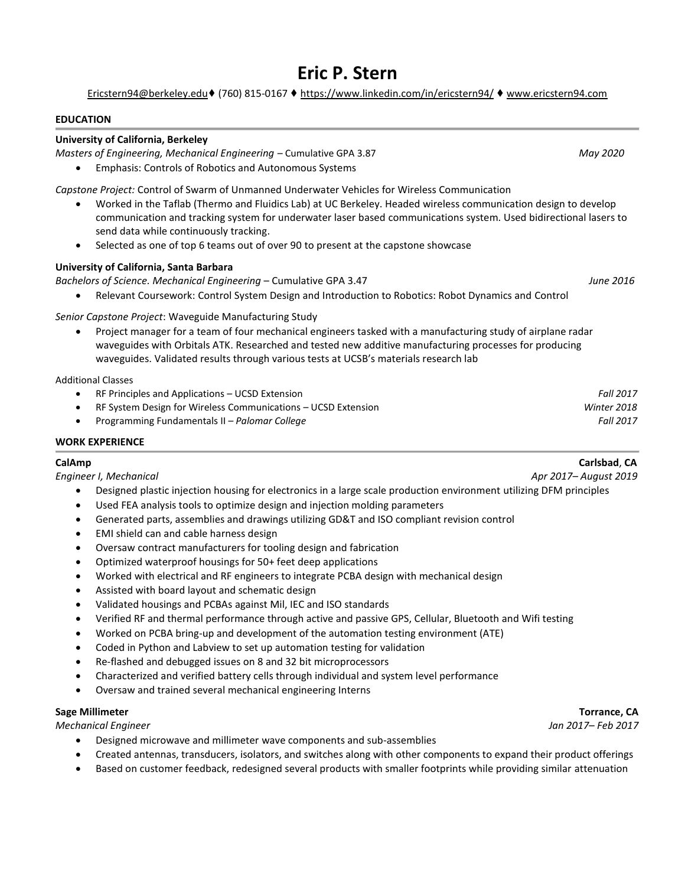# Eric P. Stern

Ericstern94@berkeley.edu♦ (760) 815-0167 ♦ https://www.linkedin.com/in/ericstern94/ ♦ www.ericstern94.com

## EDUCATION

**University of California, Berkeley**
*Masters of Engineering, Mechanical Engineering* – Cumulative GPA 3.87 *May 2020*

- Emphasis: Controls of Robotics and Autonomous Systems

*Capstone Project:* Control of Swarm of Unmanned Underwater Vehicles for Wireless Communication

- Worked in the Taflab (Thermo and Fluidics Lab) at UC Berkeley. Headed wireless communication design to develop communication and tracking system for underwater laser based communications system. Used bidirectional lasers to send data while continuously tracking.
- Selected as one of top 6 teams out of over 90 to present at the capstone showcase

**University of California, Santa Barbara**
*Bachelors of Science. Mechanical Engineering* – Cumulative GPA 3.47 *June 2016*

- Relevant Coursework: Control System Design and Introduction to Robotics: Robot Dynamics and Control

*Senior Capstone Project*: Waveguide Manufacturing Study

- Project manager for a team of four mechanical engineers tasked with a manufacturing study of airplane radar waveguides with Orbitals ATK. Researched and tested new additive manufacturing processes for producing waveguides. Validated results through various tests at UCSB's materials research lab

Additional Classes

- RF Principles and Applications – UCSD Extension *Fall 2017*
- RF System Design for Wireless Communications – UCSD Extension *Winter 2018*
- Programming Fundamentals II – *Palomar College* *Fall 2017*

## WORK EXPERIENCE

**CalAmp** **Carlsbad, CA**
*Engineer I, Mechanical* *Apr 2017– August 2019*

- Designed plastic injection housing for electronics in a large scale production environment utilizing DFM principles
- Used FEA analysis tools to optimize design and injection molding parameters
- Generated parts, assemblies and drawings utilizing GD&T and ISO compliant revision control
- EMI shield can and cable harness design
- Oversaw contract manufacturers for tooling design and fabrication
- Optimized waterproof housings for 50+ feet deep applications
- Worked with electrical and RF engineers to integrate PCBA design with mechanical design
- Assisted with board layout and schematic design
- Validated housings and PCBAs against Mil, IEC and ISO standards
- Verified RF and thermal performance through active and passive GPS, Cellular, Bluetooth and Wifi testing
- Worked on PCBA bring-up and development of the automation testing environment (ATE)
- Coded in Python and Labview to set up automation testing for validation
- Re-flashed and debugged issues on 8 and 32 bit microprocessors
- Characterized and verified battery cells through individual and system level performance
- Oversaw and trained several mechanical engineering Interns

**Sage Millimeter** **Torrance, CA**
*Mechanical Engineer* *Jan 2017– Feb 2017*

- Designed microwave and millimeter wave components and sub-assemblies
- Created antennas, transducers, isolators, and switches along with other components to expand their product offerings
- Based on customer feedback, redesigned several products with smaller footprints while providing similar attenuation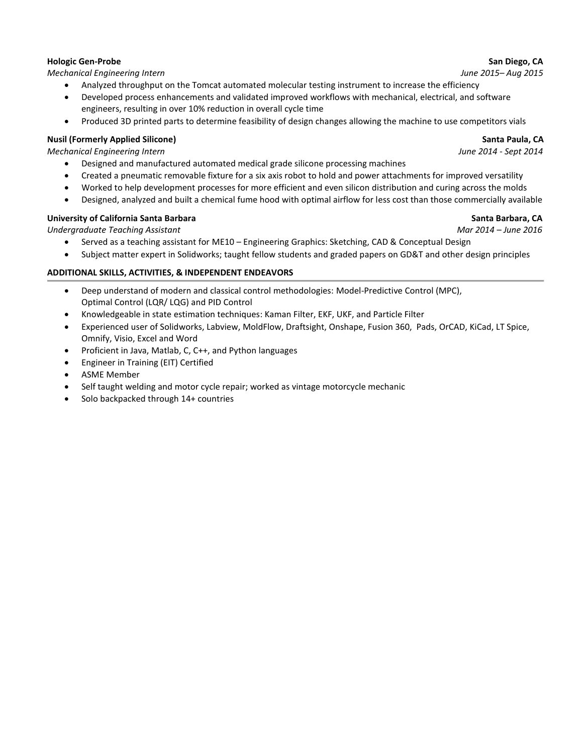**Hologic Gen-Probe** **San Diego, CA**
*Mechanical Engineering Intern* *June 2015– Aug 2015*

- Analyzed throughput on the Tomcat automated molecular testing instrument to increase the efficiency
- Developed process enhancements and validated improved workflows with mechanical, electrical, and software engineers, resulting in over 10% reduction in overall cycle time
- Produced 3D printed parts to determine feasibility of design changes allowing the machine to use competitors vials

**Nusil (Formerly Applied Silicone)** **Santa Paula, CA**
*Mechanical Engineering Intern* *June 2014 - Sept 2014*

- Designed and manufactured automated medical grade silicone processing machines
- Created a pneumatic removable fixture for a six axis robot to hold and power attachments for improved versatility
- Worked to help development processes for more efficient and even silicon distribution and curing across the molds
- Designed, analyzed and built a chemical fume hood with optimal airflow for less cost than those commercially available

**University of California Santa Barbara** **Santa Barbara, CA**
*Undergraduate Teaching Assistant* *Mar 2014 – June 2016*

- Served as a teaching assistant for ME10 – Engineering Graphics: Sketching, CAD & Conceptual Design
- Subject matter expert in Solidworks; taught fellow students and graded papers on GD&T and other design principles

## ADDITIONAL SKILLS, ACTIVITIES, & INDEPENDENT ENDEAVORS

- Deep understand of modern and classical control methodologies: Model-Predictive Control (MPC), Optimal Control (LQR/ LQG) and PID Control
- Knowledgeable in state estimation techniques: Kaman Filter, EKF, UKF, and Particle Filter
- Experienced user of Solidworks, Labview, MoldFlow, Draftsight, Onshape, Fusion 360, Pads, OrCAD, KiCad, LT Spice, Omnify, Visio, Excel and Word
- Proficient in Java, Matlab, C, C++, and Python languages
- Engineer in Training (EIT) Certified
- ASME Member
- Self taught welding and motor cycle repair; worked as vintage motorcycle mechanic
- Solo backpacked through 14+ countries